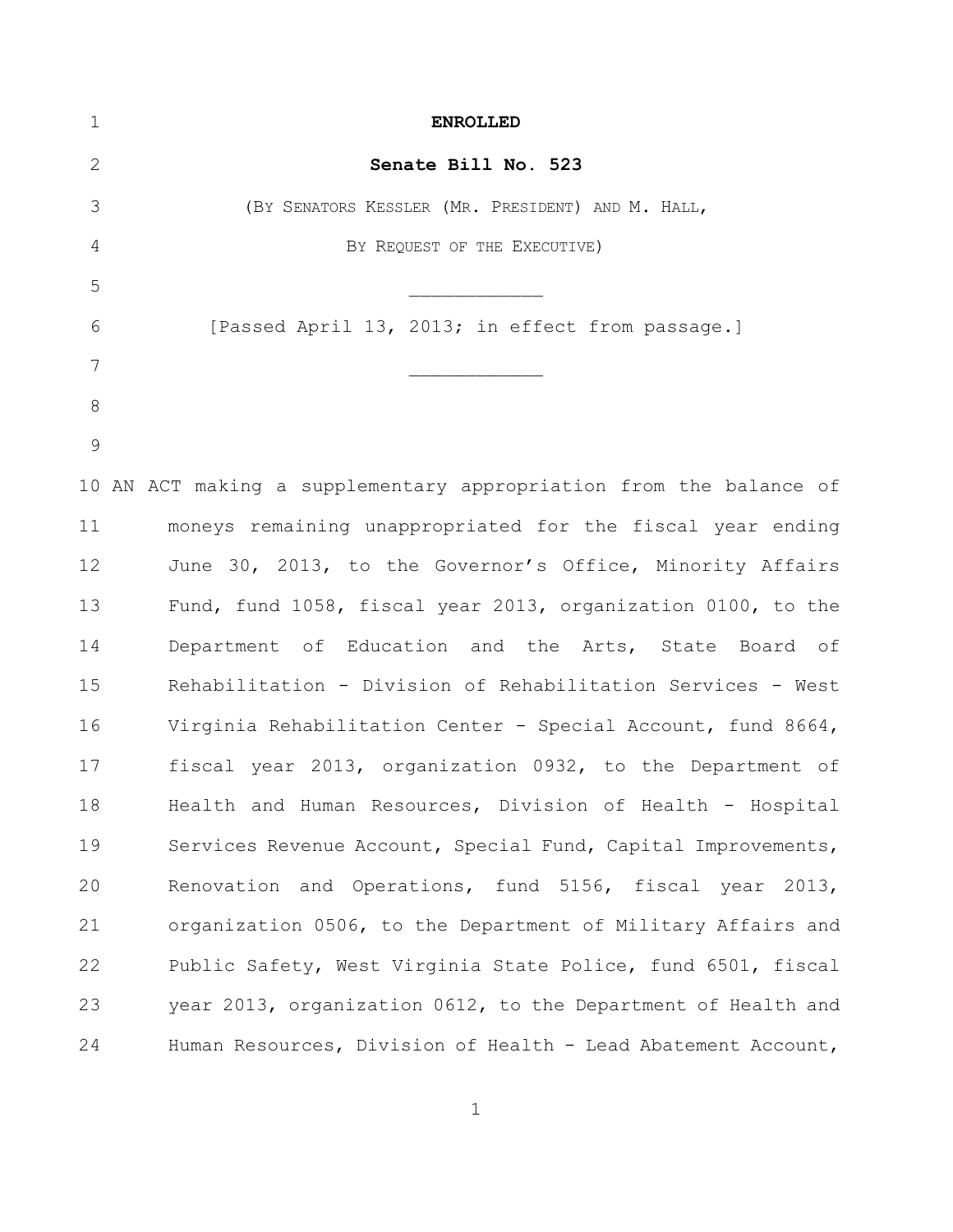**ENROLLED**

**Senate Bill No. 523**

(BY SENATORS KESSLER (MR. PRESIDENT) AND M. HALL,

BY REQUEST OF THE EXECUTIVE)

___________

[Passed April 13, 2013; in effect from passage.]

___________

AN ACT making a supplementary appropriation from the balance of moneys remaining unappropriated for the fiscal year ending June 30, 2013, to the Governor's Office, Minority Affairs Fund, fund 1058, fiscal year 2013, organization 0100, to the Department of Education and the Arts, State Board of Rehabilitation - Division of Rehabilitation Services - West Virginia Rehabilitation Center - Special Account, fund 8664, fiscal year 2013, organization 0932, to the Department of Health and Human Resources, Division of Health - Hospital Services Revenue Account, Special Fund, Capital Improvements, Renovation and Operations, fund 5156, fiscal year 2013, organization 0506, to the Department of Military Affairs and Public Safety, West Virginia State Police, fund 6501, fiscal year 2013, organization 0612, to the Department of Health and Human Resources, Division of Health - Lead Abatement Account,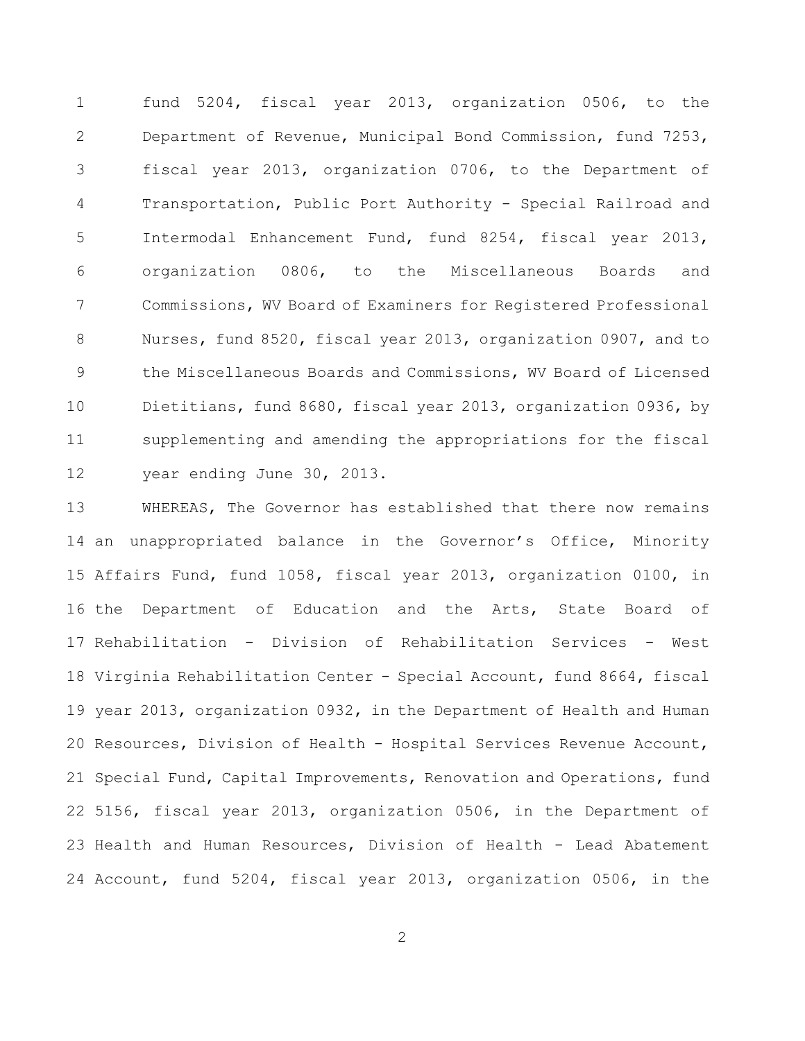fund 5204, fiscal year 2013, organization 0506, to the Department of Revenue, Municipal Bond Commission, fund 7253, fiscal year 2013, organization 0706, to the Department of Transportation, Public Port Authority - Special Railroad and Intermodal Enhancement Fund, fund 8254, fiscal year 2013, organization 0806, to the Miscellaneous Boards and Commissions, WV Board of Examiners for Registered Professional Nurses, fund 8520, fiscal year 2013, organization 0907, and to the Miscellaneous Boards and Commissions, WV Board of Licensed Dietitians, fund 8680, fiscal year 2013, organization 0936, by supplementing and amending the appropriations for the fiscal year ending June 30, 2013.

WHEREAS, The Governor has established that there now remains an unappropriated balance in the Governor's Office, Minority Affairs Fund, fund 1058, fiscal year 2013, organization 0100, in the Department of Education and the Arts, State Board of Rehabilitation - Division of Rehabilitation Services - West Virginia Rehabilitation Center - Special Account, fund 8664, fiscal year 2013, organization 0932, in the Department of Health and Human Resources, Division of Health - Hospital Services Revenue Account, Special Fund, Capital Improvements, Renovation and Operations, fund 5156, fiscal year 2013, organization 0506, in the Department of Health and Human Resources, Division of Health - Lead Abatement Account, fund 5204, fiscal year 2013, organization 0506, in the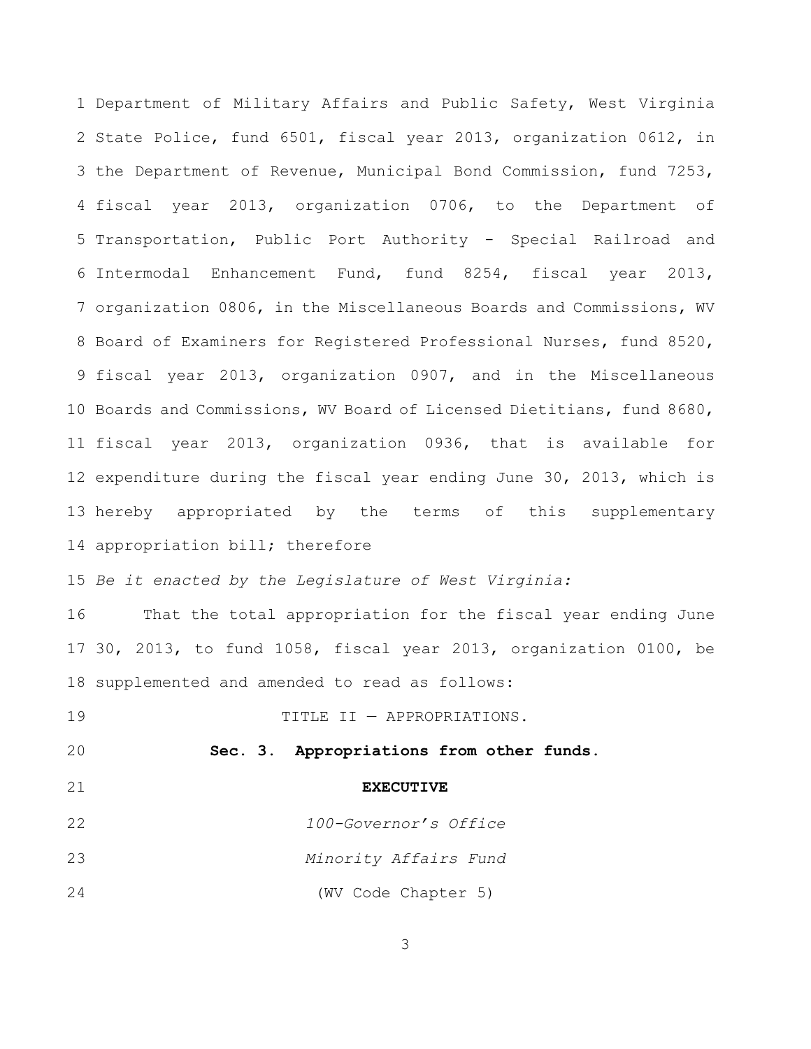Department of Military Affairs and Public Safety, West Virginia State Police, fund 6501, fiscal year 2013, organization 0612, in the Department of Revenue, Municipal Bond Commission, fund 7253, fiscal year 2013, organization 0706, to the Department of Transportation, Public Port Authority - Special Railroad and Intermodal Enhancement Fund, fund 8254, fiscal year 2013, organization 0806, in the Miscellaneous Boards and Commissions, WV Board of Examiners for Registered Professional Nurses, fund 8520, fiscal year 2013, organization 0907, and in the Miscellaneous Boards and Commissions, WV Board of Licensed Dietitians, fund 8680, fiscal year 2013, organization 0936, that is available for expenditure during the fiscal year ending June 30, 2013, which is hereby appropriated by the terms of this supplementary appropriation bill; therefore

*Be it enacted by the Legislature of West Virginia:*

That the total appropriation for the fiscal year ending June 30, 2013, to fund 1058, fiscal year 2013, organization 0100, be supplemented and amended to read as follows:

TITLE II — APPROPRIATIONS.

**Sec. 3. Appropriations from other funds.**

**EXECUTIVE**

*100-Governor's Office*

*Minority Affairs Fund*

(WV Code Chapter 5)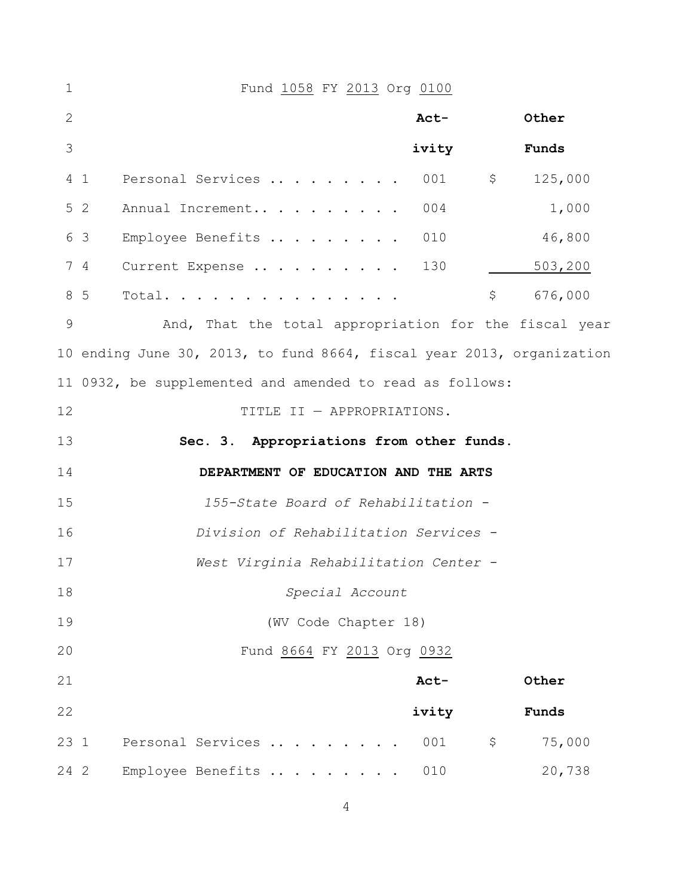Fund <u>1058</u> FY <u>2013</u> Org <u>0100</u>

| | | Activity | | Other Funds |
|---|---|---|---|---|
| 1 | Personal Services . . . . . . . . . | 001 | $ | 125,000 |
| 2 | Annual Increment. . . . . . . . . . | 004 | | 1,000 |
| 3 | Employee Benefits . . . . . . . . . | 010 | | 46,800 |
| 4 | Current Expense . . . . . . . . . . | 130 | | 503,200 |
| 5 | Total. . . . . . . . . . . . . . . . | | $ | 676,000 |

And, That the total appropriation for the fiscal year ending June 30, 2013, to fund 8664, fiscal year 2013, organization 0932, be supplemented and amended to read as follows:

TITLE II — APPROPRIATIONS.

**Sec. 3. Appropriations from other funds.**

**DEPARTMENT OF EDUCATION AND THE ARTS**

*155-State Board of Rehabilitation -*

*Division of Rehabilitation Services -*

*West Virginia Rehabilitation Center -*

*Special Account*

(WV Code Chapter 18)

Fund <u>8664</u> FY <u>2013</u> Org <u>0932</u>

| | | Activity | | Other Funds |
|---|---|---|---|---|
| 1 | Personal Services . . . . . . . . . | 001 | $ | 75,000 |
| 2 | Employee Benefits . . . . . . . . . | 010 | | 20,738 |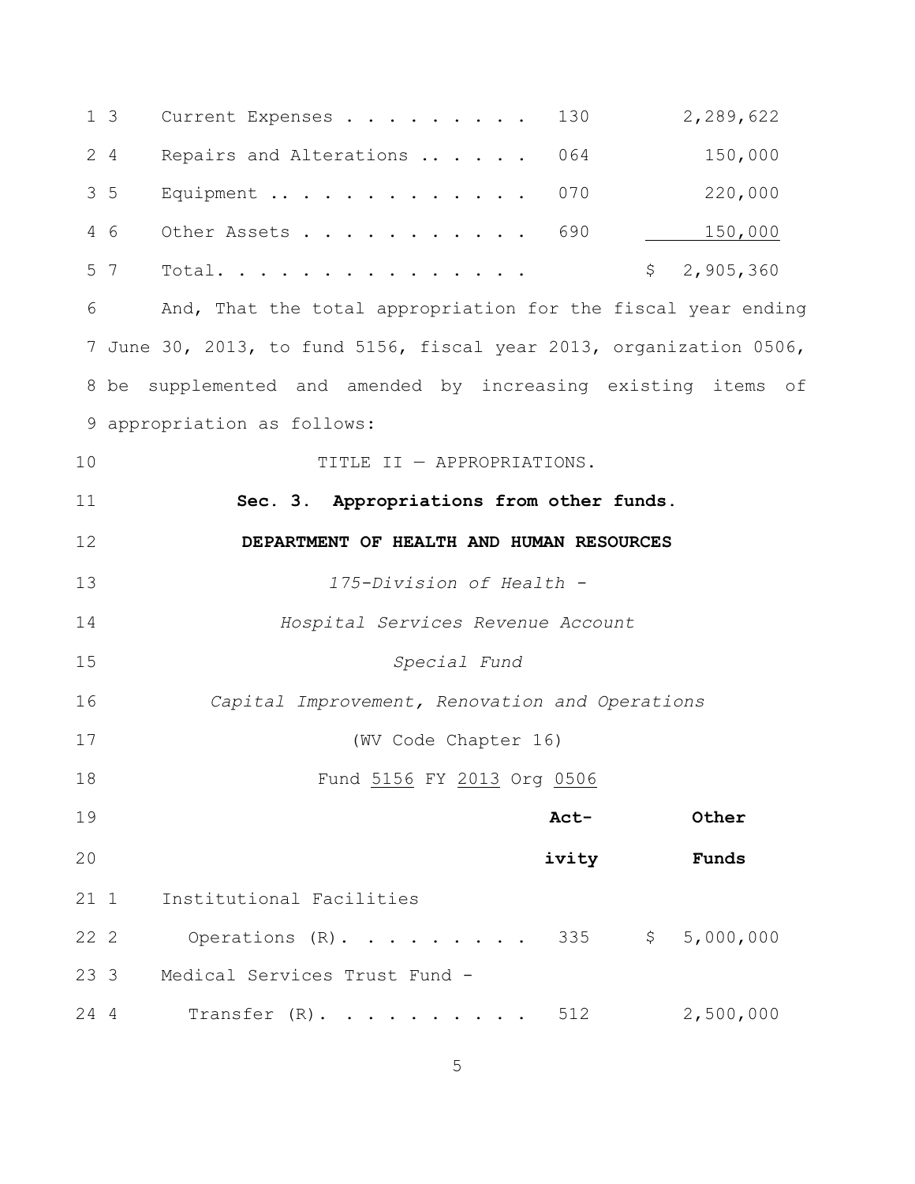| | | |
|---|---|---|
| 3 Current Expenses | 130 | 2,289,622 |
| 4 Repairs and Alterations | 064 | 150,000 |
| 5 Equipment | 070 | 220,000 |
| 6 Other Assets | 690 | 150,000 |
| 7 Total | | $ 2,905,360 |

And, That the total appropriation for the fiscal year ending June 30, 2013, to fund 5156, fiscal year 2013, organization 0506, be supplemented and amended by increasing existing items of appropriation as follows:

TITLE II — APPROPRIATIONS.

**Sec. 3. Appropriations from other funds.**

**DEPARTMENT OF HEALTH AND HUMAN RESOURCES**

*175-Division of Health -*

*Hospital Services Revenue Account*

*Special Fund*

*Capital Improvement, Renovation and Operations*

(WV Code Chapter 16)

Fund 5156 FY 2013 Org 0506

| | **Activity** | **Other Funds** |
|---|---|---|
| 1 Institutional Facilities | | |
| 2 Operations (R) | 335 | $ 5,000,000 |
| 3 Medical Services Trust Fund - | | |
| 4 Transfer (R) | 512 | 2,500,000 |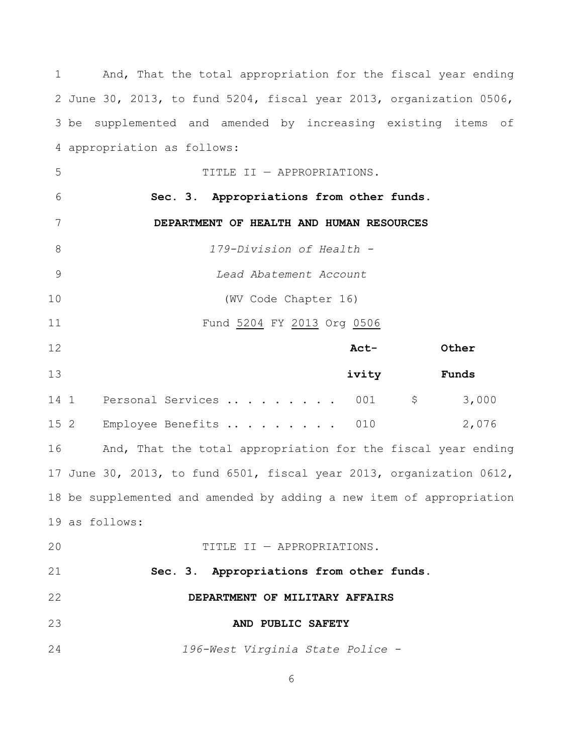And, That the total appropriation for the fiscal year ending June 30, 2013, to fund 5204, fiscal year 2013, organization 0506, be supplemented and amended by increasing existing items of appropriation as follows:

TITLE II — APPROPRIATIONS.

**Sec. 3. Appropriations from other funds.**

**DEPARTMENT OF HEALTH AND HUMAN RESOURCES**

*179-Division of Health -*

*Lead Abatement Account*

(WV Code Chapter 16)

Fund 5204 FY 2013 Org 0506

| | | Activity | Other Funds |
|---|---|---|---|
| 1 | Personal Services . . . . . . . . . | 001 | $ 3,000 |
| 2 | Employee Benefits . . . . . . . . . | 010 | 2,076 |

And, That the total appropriation for the fiscal year ending June 30, 2013, to fund 6501, fiscal year 2013, organization 0612, be supplemented and amended by adding a new item of appropriation as follows:

TITLE II — APPROPRIATIONS.

**Sec. 3. Appropriations from other funds.**

**DEPARTMENT OF MILITARY AFFAIRS AND PUBLIC SAFETY**

*196-West Virginia State Police -*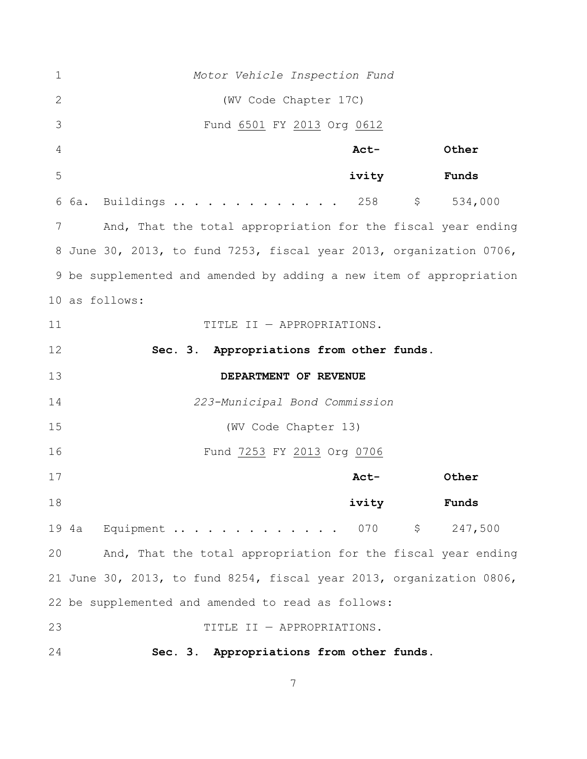*Motor Vehicle Inspection Fund*

(WV Code Chapter 17C)

Fund 6501 FY 2013 Org 0612

| | Act-ivity | | Other Funds |
|---|---|---|---|
| 6a. Buildings . . . . . . . . . . . . . | 258 | $ | 534,000 |

And, That the total appropriation for the fiscal year ending June 30, 2013, to fund 7253, fiscal year 2013, organization 0706, be supplemented and amended by adding a new item of appropriation as follows:

TITLE II — APPROPRIATIONS.

**Sec. 3. Appropriations from other funds.**

**DEPARTMENT OF REVENUE**

*223-Municipal Bond Commission*

(WV Code Chapter 13)

Fund 7253 FY 2013 Org 0706

| | Act-ivity | | Other Funds |
|---|---|---|---|
| 4a Equipment . . . . . . . . . . . . . | 070 | $ | 247,500 |

And, That the total appropriation for the fiscal year ending June 30, 2013, to fund 8254, fiscal year 2013, organization 0806, be supplemented and amended to read as follows:

TITLE II — APPROPRIATIONS.

**Sec. 3. Appropriations from other funds.**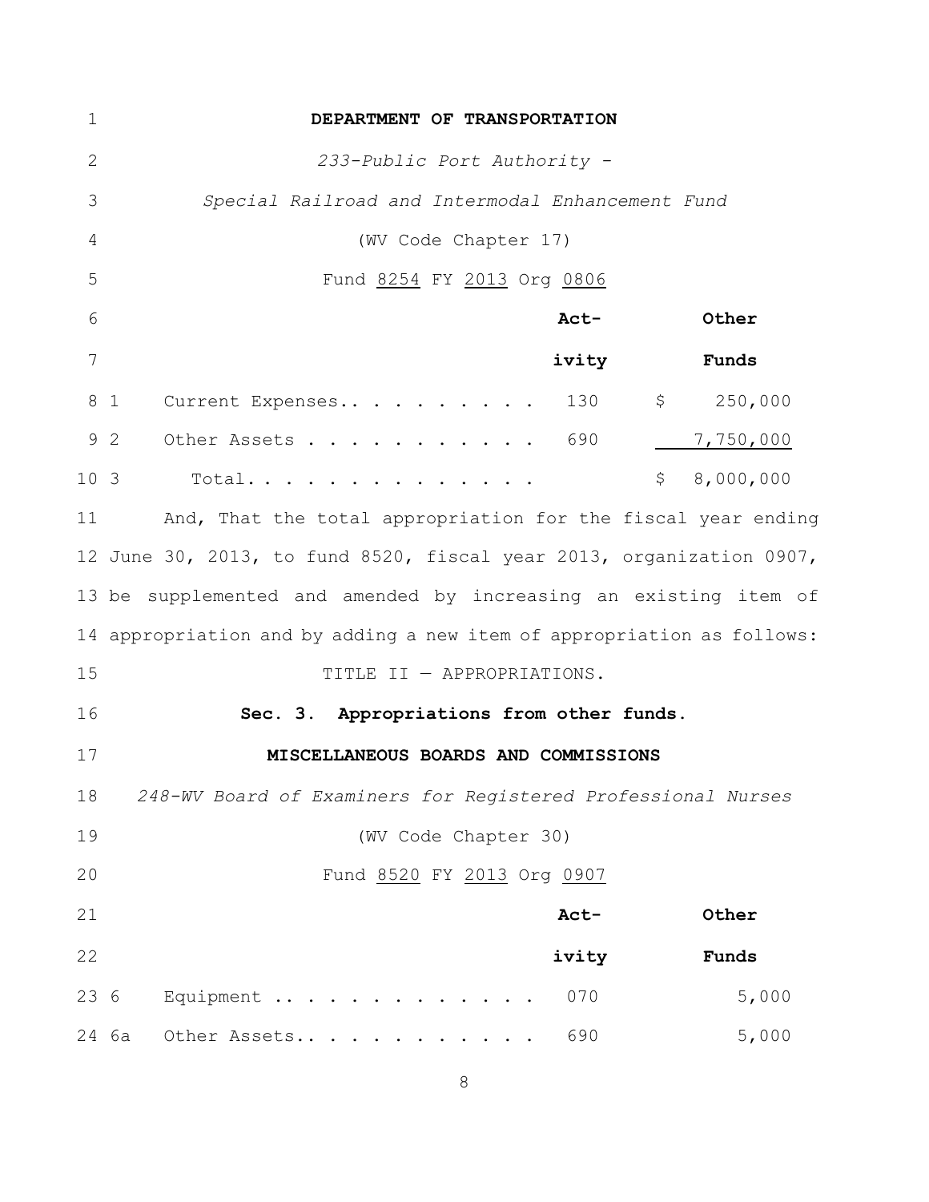**DEPARTMENT OF TRANSPORTATION**

*233-Public Port Authority -*

*Special Railroad and Intermodal Enhancement Fund*

(WV Code Chapter 17)

Fund 8254 FY 2013 Org 0806

| | | Activity | Other Funds |
|---|---|---|---|
| 1 | Current Expenses.......... | 130 | $ 250,000 |
| 2 | Other Assets ............ | 690 | 7,750,000 |
| 3 | Total............... | | $ 8,000,000 |

And, That the total appropriation for the fiscal year ending June 30, 2013, to fund 8520, fiscal year 2013, organization 0907, be supplemented and amended by increasing an existing item of appropriation and by adding a new item of appropriation as follows:

TITLE II — APPROPRIATIONS.

**Sec. 3. Appropriations from other funds.**

**MISCELLANEOUS BOARDS AND COMMISSIONS**

*248-WV Board of Examiners for Registered Professional Nurses*

(WV Code Chapter 30)

Fund 8520 FY 2013 Org 0907

| | | Activity | Other Funds |
|---|---|---|---|
| 6 | Equipment ............. | 070 | 5,000 |
| 6a | Other Assets............ | 690 | 5,000 |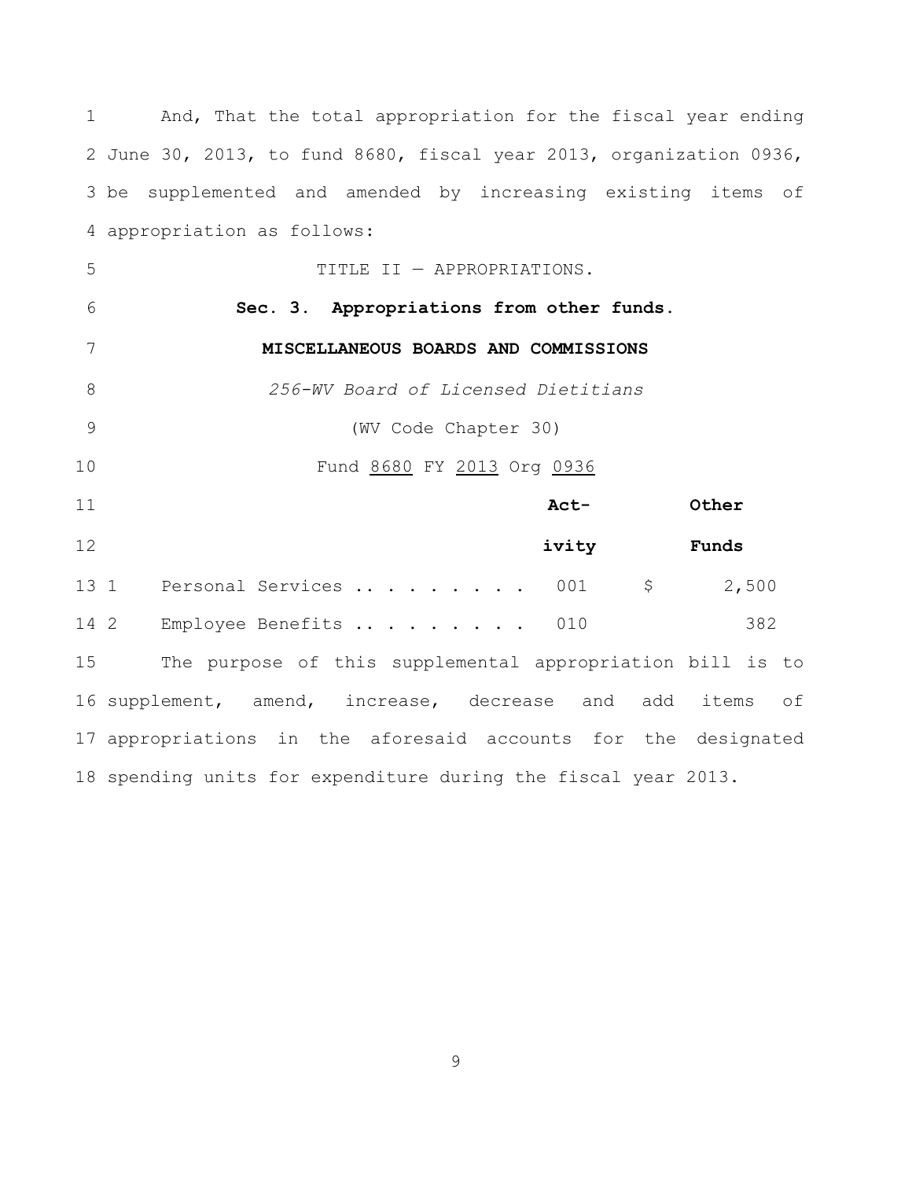And, That the total appropriation for the fiscal year ending June 30, 2013, to fund 8680, fiscal year 2013, organization 0936, be supplemented and amended by increasing existing items of appropriation as follows:

TITLE II — APPROPRIATIONS.

**Sec. 3. Appropriations from other funds.**

**MISCELLANEOUS BOARDS AND COMMISSIONS**

*256-WV Board of Licensed Dietitians*

(WV Code Chapter 30)

Fund 8680 FY 2013 Org 0936

| | | **Activity** | **Other Funds** |
|---|---|---|---|
| 1 | Personal Services . . . . . . . . . | 001 | $ 2,500 |
| 2 | Employee Benefits . . . . . . . . . | 010 | 382 |

The purpose of this supplemental appropriation bill is to supplement, amend, increase, decrease and add items of appropriations in the aforesaid accounts for the designated spending units for expenditure during the fiscal year 2013.